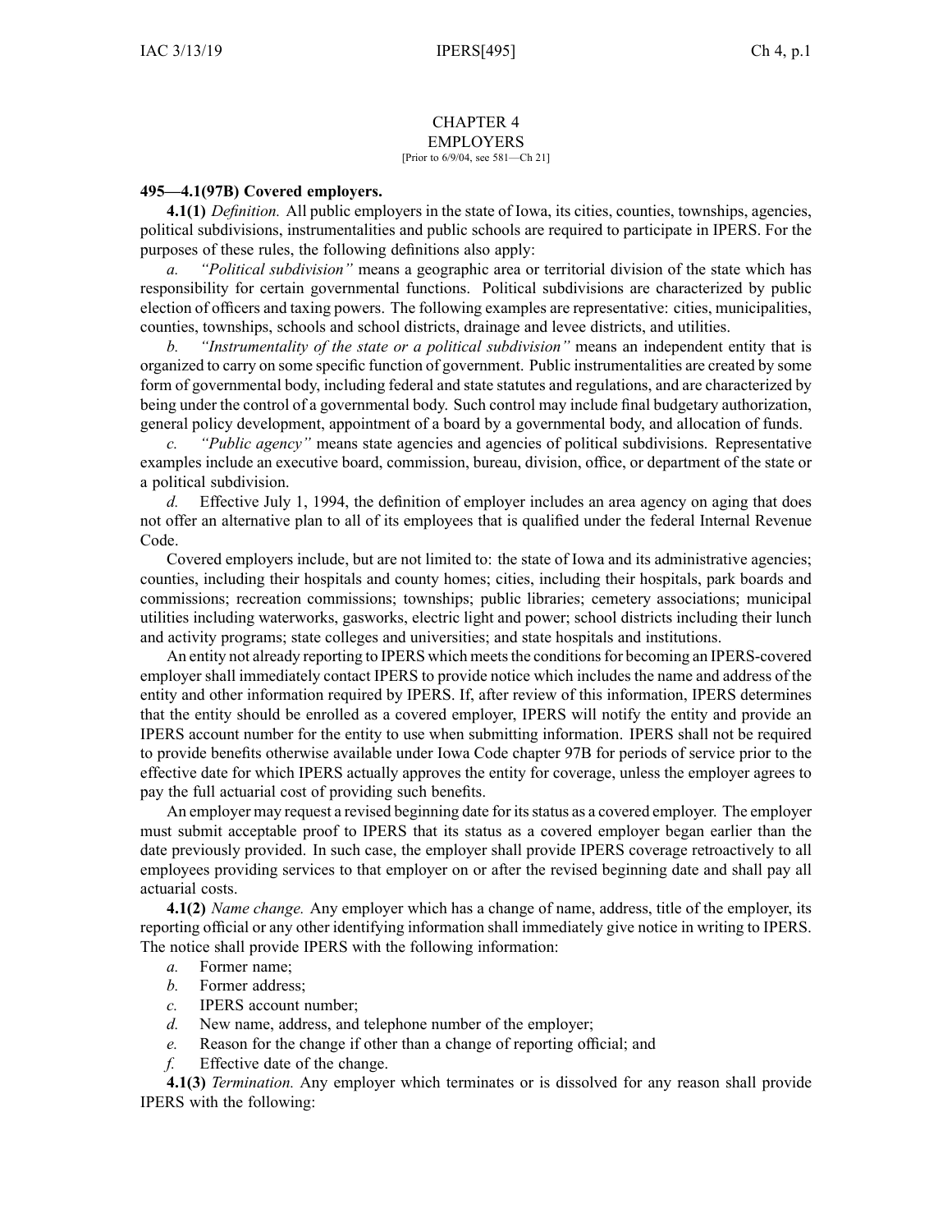# CHAPTER 4
## EMPLOYERS

[Prior to 6/9/04, see 581—Ch 21]

**495—4.1(97B) Covered employers.**

**4.1(1)** *Definition.* All public employers in the state of Iowa, its cities, counties, townships, agencies, political subdivisions, instrumentalities and public schools are required to participate in IPERS. For the purposes of these rules, the following definitions also apply:

*a.* *"Political subdivision"* means a geographic area or territorial division of the state which has responsibility for certain governmental functions. Political subdivisions are characterized by public election of officers and taxing powers. The following examples are representative: cities, municipalities, counties, townships, schools and school districts, drainage and levee districts, and utilities.

*b.* *"Instrumentality of the state or a political subdivision"* means an independent entity that is organized to carry on some specific function of government. Public instrumentalities are created by some form of governmental body, including federal and state statutes and regulations, and are characterized by being under the control of a governmental body. Such control may include final budgetary authorization, general policy development, appointment of a board by a governmental body, and allocation of funds.

*c.* *"Public agency"* means state agencies and agencies of political subdivisions. Representative examples include an executive board, commission, bureau, division, office, or department of the state or a political subdivision.

*d.* Effective July 1, 1994, the definition of employer includes an area agency on aging that does not offer an alternative plan to all of its employees that is qualified under the federal Internal Revenue Code.

Covered employers include, but are not limited to: the state of Iowa and its administrative agencies; counties, including their hospitals and county homes; cities, including their hospitals, park boards and commissions; recreation commissions; townships; public libraries; cemetery associations; municipal utilities including waterworks, gasworks, electric light and power; school districts including their lunch and activity programs; state colleges and universities; and state hospitals and institutions.

An entity not already reporting to IPERS which meets the conditions for becoming an IPERS-covered employer shall immediately contact IPERS to provide notice which includes the name and address of the entity and other information required by IPERS. If, after review of this information, IPERS determines that the entity should be enrolled as a covered employer, IPERS will notify the entity and provide an IPERS account number for the entity to use when submitting information. IPERS shall not be required to provide benefits otherwise available under Iowa Code chapter 97B for periods of service prior to the effective date for which IPERS actually approves the entity for coverage, unless the employer agrees to pay the full actuarial cost of providing such benefits.

An employer may request a revised beginning date for its status as a covered employer. The employer must submit acceptable proof to IPERS that its status as a covered employer began earlier than the date previously provided. In such case, the employer shall provide IPERS coverage retroactively to all employees providing services to that employer on or after the revised beginning date and shall pay all actuarial costs.

**4.1(2)** *Name change.* Any employer which has a change of name, address, title of the employer, its reporting official or any other identifying information shall immediately give notice in writing to IPERS. The notice shall provide IPERS with the following information:

*a.* Former name;

*b.* Former address;

*c.* IPERS account number;

*d.* New name, address, and telephone number of the employer;

*e.* Reason for the change if other than a change of reporting official; and

*f.* Effective date of the change.

**4.1(3)** *Termination.* Any employer which terminates or is dissolved for any reason shall provide IPERS with the following: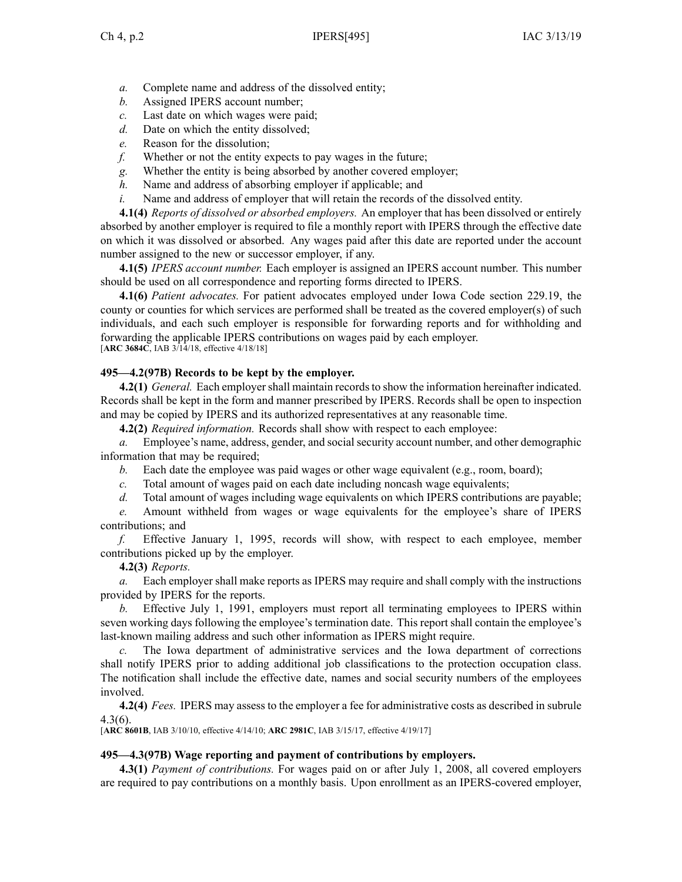*a.* Complete name and address of the dissolved entity;

*b.* Assigned IPERS account number;

*c.* Last date on which wages were paid;

*d.* Date on which the entity dissolved;

*e.* Reason for the dissolution;

*f.* Whether or not the entity expects to pay wages in the future;

*g.* Whether the entity is being absorbed by another covered employer;

*h.* Name and address of absorbing employer if applicable; and

*i.* Name and address of employer that will retain the records of the dissolved entity.

**4.1(4)** *Reports of dissolved or absorbed employers.* An employer that has been dissolved or entirely absorbed by another employer is required to file a monthly report with IPERS through the effective date on which it was dissolved or absorbed. Any wages paid after this date are reported under the account number assigned to the new or successor employer, if any.

**4.1(5)** *IPERS account number.* Each employer is assigned an IPERS account number. This number should be used on all correspondence and reporting forms directed to IPERS.

**4.1(6)** *Patient advocates.* For patient advocates employed under Iowa Code section 229.19, the county or counties for which services are performed shall be treated as the covered employer(s) of such individuals, and each such employer is responsible for forwarding reports and for withholding and forwarding the applicable IPERS contributions on wages paid by each employer.
[**ARC 3684C**, IAB 3/14/18, effective 4/18/18]

### 495—4.2(97B) Records to be kept by the employer.

**4.2(1)** *General.* Each employer shall maintain records to show the information hereinafter indicated. Records shall be kept in the form and manner prescribed by IPERS. Records shall be open to inspection and may be copied by IPERS and its authorized representatives at any reasonable time.

**4.2(2)** *Required information.* Records shall show with respect to each employee:

*a.* Employee's name, address, gender, and social security account number, and other demographic information that may be required;

*b.* Each date the employee was paid wages or other wage equivalent (e.g., room, board);

*c.* Total amount of wages paid on each date including noncash wage equivalents;

*d.* Total amount of wages including wage equivalents on which IPERS contributions are payable;

*e.* Amount withheld from wages or wage equivalents for the employee's share of IPERS contributions; and

*f.* Effective January 1, 1995, records will show, with respect to each employee, member contributions picked up by the employer.

**4.2(3)** *Reports.*

*a.* Each employer shall make reports as IPERS may require and shall comply with the instructions provided by IPERS for the reports.

*b.* Effective July 1, 1991, employers must report all terminating employees to IPERS within seven working days following the employee's termination date. This report shall contain the employee's last-known mailing address and such other information as IPERS might require.

*c.* The Iowa department of administrative services and the Iowa department of corrections shall notify IPERS prior to adding additional job classifications to the protection occupation class. The notification shall include the effective date, names and social security numbers of the employees involved.

**4.2(4)** *Fees.* IPERS may assess to the employer a fee for administrative costs as described in subrule 4.3(6).
[**ARC 8601B**, IAB 3/10/10, effective 4/14/10; **ARC 2981C**, IAB 3/15/17, effective 4/19/17]

### 495—4.3(97B) Wage reporting and payment of contributions by employers.

**4.3(1)** *Payment of contributions.* For wages paid on or after July 1, 2008, all covered employers are required to pay contributions on a monthly basis. Upon enrollment as an IPERS-covered employer,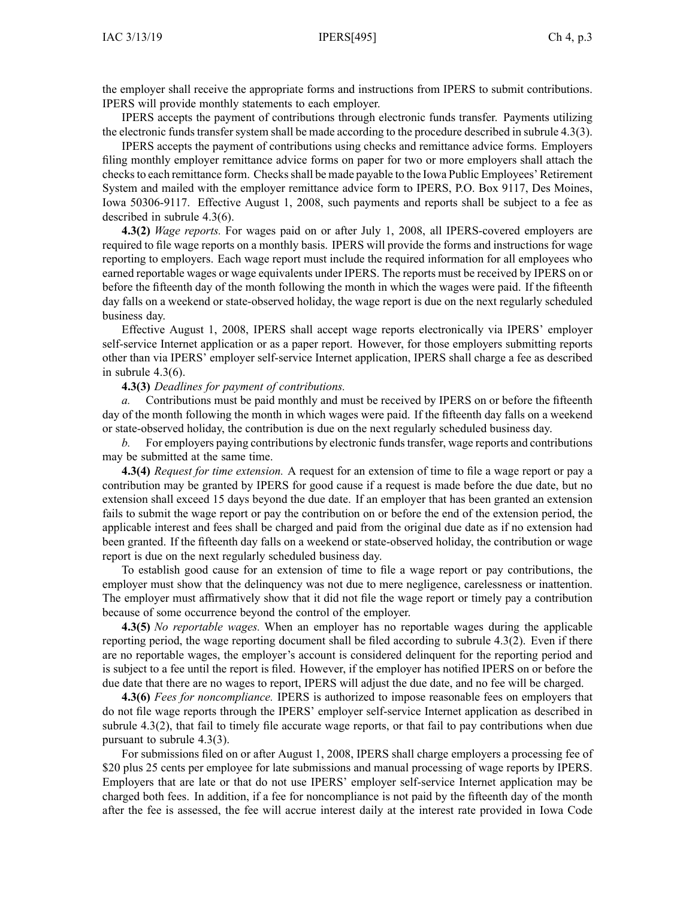the employer shall receive the appropriate forms and instructions from IPERS to submit contributions. IPERS will provide monthly statements to each employer.

IPERS accepts the payment of contributions through electronic funds transfer. Payments utilizing the electronic funds transfer system shall be made according to the procedure described in subrule 4.3(3).

IPERS accepts the payment of contributions using checks and remittance advice forms. Employers filing monthly employer remittance advice forms on paper for two or more employers shall attach the checks to each remittance form. Checks shall be made payable to the Iowa Public Employees' Retirement System and mailed with the employer remittance advice form to IPERS, P.O. Box 9117, Des Moines, Iowa 50306-9117. Effective August 1, 2008, such payments and reports shall be subject to a fee as described in subrule 4.3(6).

**4.3(2)** *Wage reports.* For wages paid on or after July 1, 2008, all IPERS-covered employers are required to file wage reports on a monthly basis. IPERS will provide the forms and instructions for wage reporting to employers. Each wage report must include the required information for all employees who earned reportable wages or wage equivalents under IPERS. The reports must be received by IPERS on or before the fifteenth day of the month following the month in which the wages were paid. If the fifteenth day falls on a weekend or state-observed holiday, the wage report is due on the next regularly scheduled business day.

Effective August 1, 2008, IPERS shall accept wage reports electronically via IPERS' employer self-service Internet application or as a paper report. However, for those employers submitting reports other than via IPERS' employer self-service Internet application, IPERS shall charge a fee as described in subrule 4.3(6).

**4.3(3)** *Deadlines for payment of contributions.*

*a.* Contributions must be paid monthly and must be received by IPERS on or before the fifteenth day of the month following the month in which wages were paid. If the fifteenth day falls on a weekend or state-observed holiday, the contribution is due on the next regularly scheduled business day.

*b.* For employers paying contributions by electronic funds transfer, wage reports and contributions may be submitted at the same time.

**4.3(4)** *Request for time extension.* A request for an extension of time to file a wage report or pay a contribution may be granted by IPERS for good cause if a request is made before the due date, but no extension shall exceed 15 days beyond the due date. If an employer that has been granted an extension fails to submit the wage report or pay the contribution on or before the end of the extension period, the applicable interest and fees shall be charged and paid from the original due date as if no extension had been granted. If the fifteenth day falls on a weekend or state-observed holiday, the contribution or wage report is due on the next regularly scheduled business day.

To establish good cause for an extension of time to file a wage report or pay contributions, the employer must show that the delinquency was not due to mere negligence, carelessness or inattention. The employer must affirmatively show that it did not file the wage report or timely pay a contribution because of some occurrence beyond the control of the employer.

**4.3(5)** *No reportable wages.* When an employer has no reportable wages during the applicable reporting period, the wage reporting document shall be filed according to subrule 4.3(2). Even if there are no reportable wages, the employer's account is considered delinquent for the reporting period and is subject to a fee until the report is filed. However, if the employer has notified IPERS on or before the due date that there are no wages to report, IPERS will adjust the due date, and no fee will be charged.

**4.3(6)** *Fees for noncompliance.* IPERS is authorized to impose reasonable fees on employers that do not file wage reports through the IPERS' employer self-service Internet application as described in subrule 4.3(2), that fail to timely file accurate wage reports, or that fail to pay contributions when due pursuant to subrule 4.3(3).

For submissions filed on or after August 1, 2008, IPERS shall charge employers a processing fee of $20 plus 25 cents per employee for late submissions and manual processing of wage reports by IPERS. Employers that are late or that do not use IPERS' employer self-service Internet application may be charged both fees. In addition, if a fee for noncompliance is not paid by the fifteenth day of the month after the fee is assessed, the fee will accrue interest daily at the interest rate provided in Iowa Code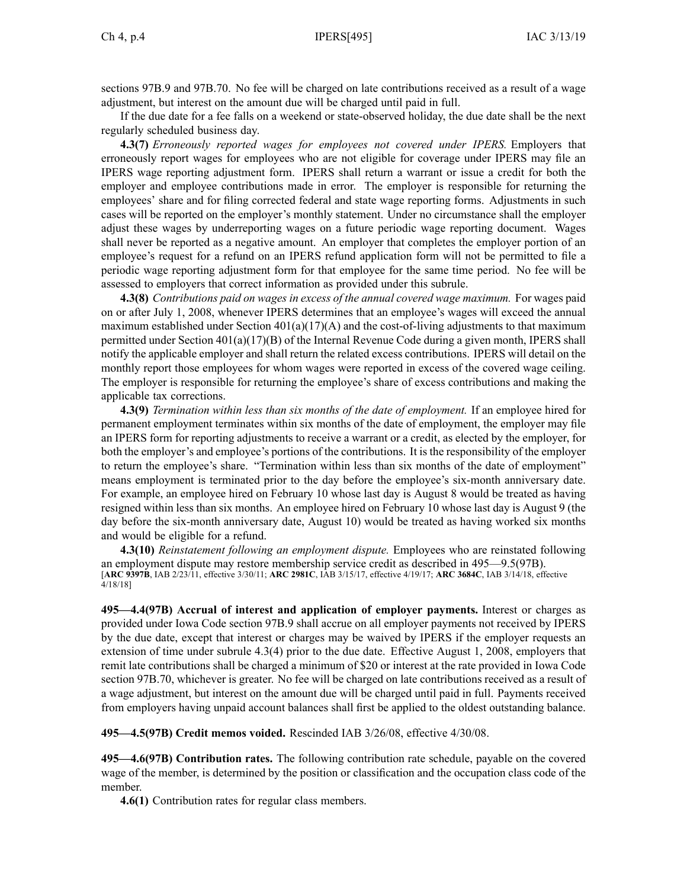sections 97B.9 and 97B.70. No fee will be charged on late contributions received as a result of a wage adjustment, but interest on the amount due will be charged until paid in full.

If the due date for a fee falls on a weekend or state-observed holiday, the due date shall be the next regularly scheduled business day.

**4.3(7)** *Erroneously reported wages for employees not covered under IPERS.* Employers that erroneously report wages for employees who are not eligible for coverage under IPERS may file an IPERS wage reporting adjustment form. IPERS shall return a warrant or issue a credit for both the employer and employee contributions made in error. The employer is responsible for returning the employees' share and for filing corrected federal and state wage reporting forms. Adjustments in such cases will be reported on the employer's monthly statement. Under no circumstance shall the employer adjust these wages by underreporting wages on a future periodic wage reporting document. Wages shall never be reported as a negative amount. An employer that completes the employer portion of an employee's request for a refund on an IPERS refund application form will not be permitted to file a periodic wage reporting adjustment form for that employee for the same time period. No fee will be assessed to employers that correct information as provided under this subrule.

**4.3(8)** *Contributions paid on wages in excess of the annual covered wage maximum.* For wages paid on or after July 1, 2008, whenever IPERS determines that an employee's wages will exceed the annual maximum established under Section 401(a)(17)(A) and the cost-of-living adjustments to that maximum permitted under Section 401(a)(17)(B) of the Internal Revenue Code during a given month, IPERS shall notify the applicable employer and shall return the related excess contributions. IPERS will detail on the monthly report those employees for whom wages were reported in excess of the covered wage ceiling. The employer is responsible for returning the employee's share of excess contributions and making the applicable tax corrections.

**4.3(9)** *Termination within less than six months of the date of employment.* If an employee hired for permanent employment terminates within six months of the date of employment, the employer may file an IPERS form for reporting adjustments to receive a warrant or a credit, as elected by the employer, for both the employer's and employee's portions of the contributions. It is the responsibility of the employer to return the employee's share. "Termination within less than six months of the date of employment" means employment is terminated prior to the day before the employee's six-month anniversary date. For example, an employee hired on February 10 whose last day is August 8 would be treated as having resigned within less than six months. An employee hired on February 10 whose last day is August 9 (the day before the six-month anniversary date, August 10) would be treated as having worked six months and would be eligible for a refund.

**4.3(10)** *Reinstatement following an employment dispute.* Employees who are reinstated following an employment dispute may restore membership service credit as described in 495—9.5(97B).

[**ARC 9397B**, IAB 2/23/11, effective 3/30/11; **ARC 2981C**, IAB 3/15/17, effective 4/19/17; **ARC 3684C**, IAB 3/14/18, effective 4/18/18]

**495—4.4(97B) Accrual of interest and application of employer payments.** Interest or charges as provided under Iowa Code section 97B.9 shall accrue on all employer payments not received by IPERS by the due date, except that interest or charges may be waived by IPERS if the employer requests an extension of time under subrule 4.3(4) prior to the due date. Effective August 1, 2008, employers that remit late contributions shall be charged a minimum of $20 or interest at the rate provided in Iowa Code section 97B.70, whichever is greater. No fee will be charged on late contributions received as a result of a wage adjustment, but interest on the amount due will be charged until paid in full. Payments received from employers having unpaid account balances shall first be applied to the oldest outstanding balance.

**495—4.5(97B) Credit memos voided.** Rescinded IAB 3/26/08, effective 4/30/08.

**495—4.6(97B) Contribution rates.** The following contribution rate schedule, payable on the covered wage of the member, is determined by the position or classification and the occupation class code of the member.

**4.6(1)** Contribution rates for regular class members.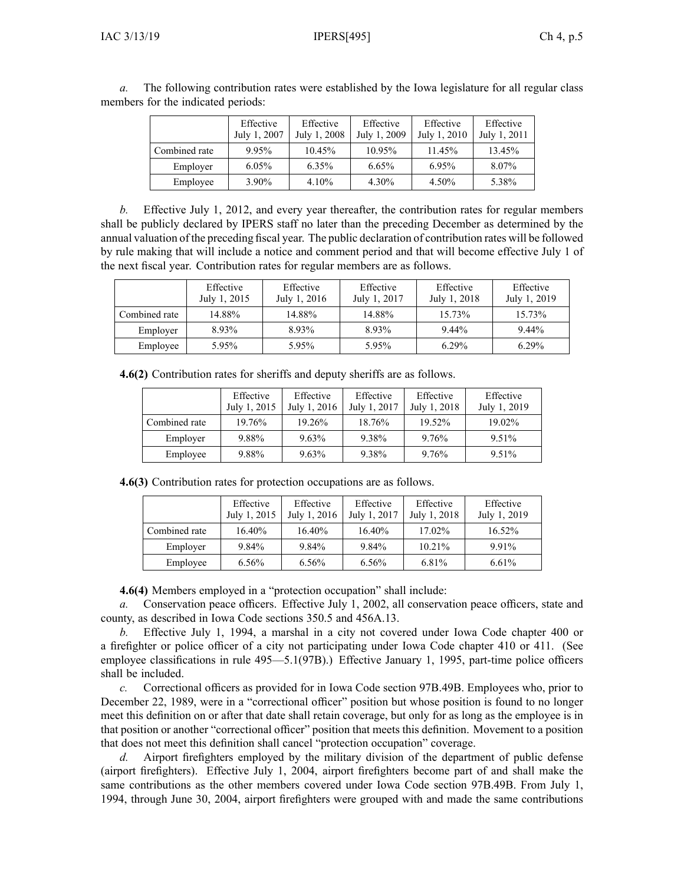*a.* The following contribution rates were established by the Iowa legislature for all regular class members for the indicated periods:

| | Effective July 1, 2007 | Effective July 1, 2008 | Effective July 1, 2009 | Effective July 1, 2010 | Effective July 1, 2011 |
|---|---|---|---|---|---|
| Combined rate | 9.95% | 10.45% | 10.95% | 11.45% | 13.45% |
| Employer | 6.05% | 6.35% | 6.65% | 6.95% | 8.07% |
| Employee | 3.90% | 4.10% | 4.30% | 4.50% | 5.38% |

*b.* Effective July 1, 2012, and every year thereafter, the contribution rates for regular members shall be publicly declared by IPERS staff no later than the preceding December as determined by the annual valuation of the preceding fiscal year. The public declaration of contribution rates will be followed by rule making that will include a notice and comment period and that will become effective July 1 of the next fiscal year. Contribution rates for regular members are as follows.

| | Effective July 1, 2015 | Effective July 1, 2016 | Effective July 1, 2017 | Effective July 1, 2018 | Effective July 1, 2019 |
|---|---|---|---|---|---|
| Combined rate | 14.88% | 14.88% | 14.88% | 15.73% | 15.73% |
| Employer | 8.93% | 8.93% | 8.93% | 9.44% | 9.44% |
| Employee | 5.95% | 5.95% | 5.95% | 6.29% | 6.29% |

**4.6(2)** Contribution rates for sheriffs and deputy sheriffs are as follows.

| | Effective July 1, 2015 | Effective July 1, 2016 | Effective July 1, 2017 | Effective July 1, 2018 | Effective July 1, 2019 |
|---|---|---|---|---|---|
| Combined rate | 19.76% | 19.26% | 18.76% | 19.52% | 19.02% |
| Employer | 9.88% | 9.63% | 9.38% | 9.76% | 9.51% |
| Employee | 9.88% | 9.63% | 9.38% | 9.76% | 9.51% |

**4.6(3)** Contribution rates for protection occupations are as follows.

| | Effective July 1, 2015 | Effective July 1, 2016 | Effective July 1, 2017 | Effective July 1, 2018 | Effective July 1, 2019 |
|---|---|---|---|---|---|
| Combined rate | 16.40% | 16.40% | 16.40% | 17.02% | 16.52% |
| Employer | 9.84% | 9.84% | 9.84% | 10.21% | 9.91% |
| Employee | 6.56% | 6.56% | 6.56% | 6.81% | 6.61% |

**4.6(4)** Members employed in a "protection occupation" shall include:

*a.* Conservation peace officers. Effective July 1, 2002, all conservation peace officers, state and county, as described in Iowa Code sections 350.5 and 456A.13.

*b.* Effective July 1, 1994, a marshal in a city not covered under Iowa Code chapter 400 or a firefighter or police officer of a city not participating under Iowa Code chapter 410 or 411. (See employee classifications in rule 495—5.1(97B).) Effective January 1, 1995, part-time police officers shall be included.

*c.* Correctional officers as provided for in Iowa Code section 97B.49B. Employees who, prior to December 22, 1989, were in a "correctional officer" position but whose position is found to no longer meet this definition on or after that date shall retain coverage, but only for as long as the employee is in that position or another "correctional officer" position that meets this definition. Movement to a position that does not meet this definition shall cancel "protection occupation" coverage.

*d.* Airport firefighters employed by the military division of the department of public defense (airport firefighters). Effective July 1, 2004, airport firefighters become part of and shall make the same contributions as the other members covered under Iowa Code section 97B.49B. From July 1, 1994, through June 30, 2004, airport firefighters were grouped with and made the same contributions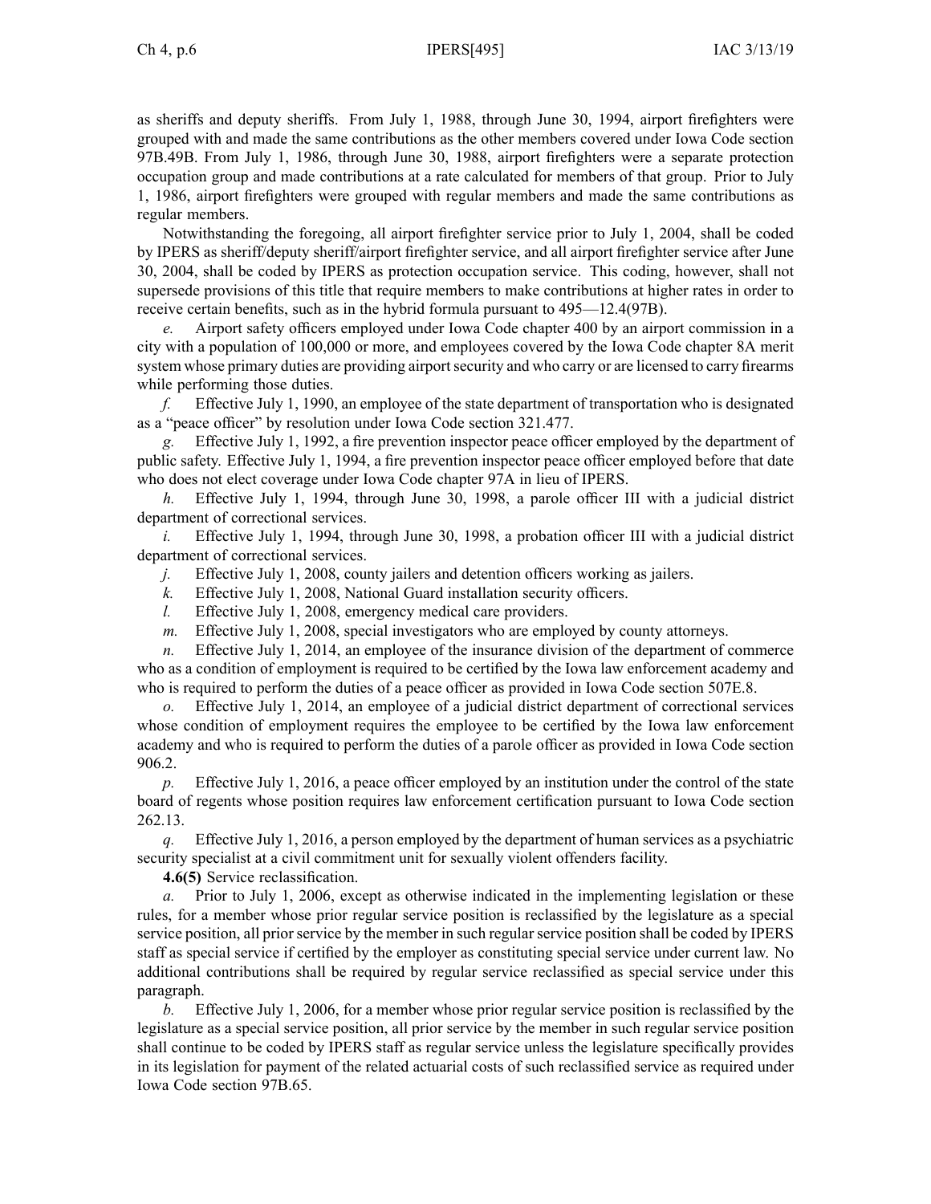as sheriffs and deputy sheriffs. From July 1, 1988, through June 30, 1994, airport firefighters were grouped with and made the same contributions as the other members covered under Iowa Code section 97B.49B. From July 1, 1986, through June 30, 1988, airport firefighters were a separate protection occupation group and made contributions at a rate calculated for members of that group. Prior to July 1, 1986, airport firefighters were grouped with regular members and made the same contributions as regular members.

Notwithstanding the foregoing, all airport firefighter service prior to July 1, 2004, shall be coded by IPERS as sheriff/deputy sheriff/airport firefighter service, and all airport firefighter service after June 30, 2004, shall be coded by IPERS as protection occupation service. This coding, however, shall not supersede provisions of this title that require members to make contributions at higher rates in order to receive certain benefits, such as in the hybrid formula pursuant to 495—12.4(97B).

*e.* Airport safety officers employed under Iowa Code chapter 400 by an airport commission in a city with a population of 100,000 or more, and employees covered by the Iowa Code chapter 8A merit system whose primary duties are providing airport security and who carry or are licensed to carry firearms while performing those duties.

*f.* Effective July 1, 1990, an employee of the state department of transportation who is designated as a "peace officer" by resolution under Iowa Code section 321.477.

*g.* Effective July 1, 1992, a fire prevention inspector peace officer employed by the department of public safety. Effective July 1, 1994, a fire prevention inspector peace officer employed before that date who does not elect coverage under Iowa Code chapter 97A in lieu of IPERS.

*h.* Effective July 1, 1994, through June 30, 1998, a parole officer III with a judicial district department of correctional services.

*i.* Effective July 1, 1994, through June 30, 1998, a probation officer III with a judicial district department of correctional services.

*j.* Effective July 1, 2008, county jailers and detention officers working as jailers.

*k.* Effective July 1, 2008, National Guard installation security officers.

*l.* Effective July 1, 2008, emergency medical care providers.

*m.* Effective July 1, 2008, special investigators who are employed by county attorneys.

*n.* Effective July 1, 2014, an employee of the insurance division of the department of commerce who as a condition of employment is required to be certified by the Iowa law enforcement academy and who is required to perform the duties of a peace officer as provided in Iowa Code section 507E.8.

*o.* Effective July 1, 2014, an employee of a judicial district department of correctional services whose condition of employment requires the employee to be certified by the Iowa law enforcement academy and who is required to perform the duties of a parole officer as provided in Iowa Code section 906.2.

*p.* Effective July 1, 2016, a peace officer employed by an institution under the control of the state board of regents whose position requires law enforcement certification pursuant to Iowa Code section 262.13.

*q.* Effective July 1, 2016, a person employed by the department of human services as a psychiatric security specialist at a civil commitment unit for sexually violent offenders facility.

**4.6(5)** Service reclassification.

*a.* Prior to July 1, 2006, except as otherwise indicated in the implementing legislation or these rules, for a member whose prior regular service position is reclassified by the legislature as a special service position, all prior service by the member in such regular service position shall be coded by IPERS staff as special service if certified by the employer as constituting special service under current law. No additional contributions shall be required by regular service reclassified as special service under this paragraph.

*b.* Effective July 1, 2006, for a member whose prior regular service position is reclassified by the legislature as a special service position, all prior service by the member in such regular service position shall continue to be coded by IPERS staff as regular service unless the legislature specifically provides in its legislation for payment of the related actuarial costs of such reclassified service as required under Iowa Code section 97B.65.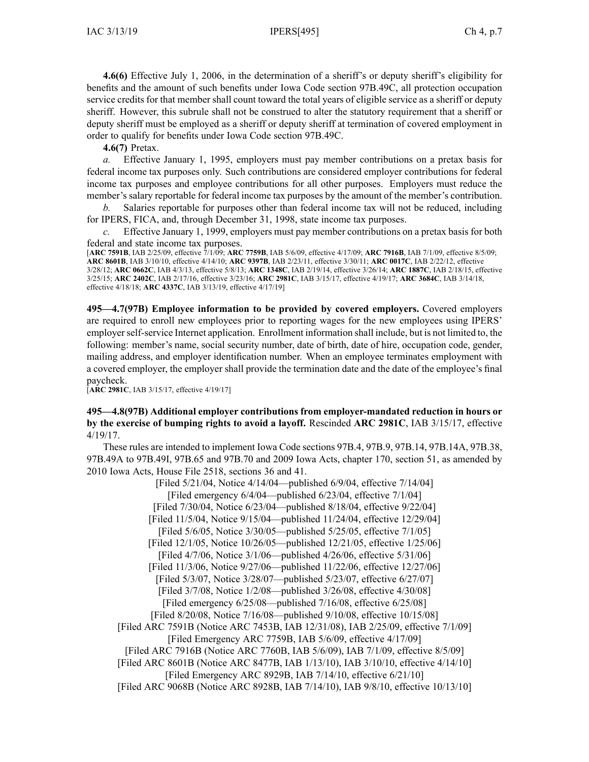**4.6(6)** Effective July 1, 2006, in the determination of a sheriff's or deputy sheriff's eligibility for benefits and the amount of such benefits under Iowa Code section 97B.49C, all protection occupation service credits for that member shall count toward the total years of eligible service as a sheriff or deputy sheriff. However, this subrule shall not be construed to alter the statutory requirement that a sheriff or deputy sheriff must be employed as a sheriff or deputy sheriff at termination of covered employment in order to qualify for benefits under Iowa Code section 97B.49C.

**4.6(7)** Pretax.

*a.* Effective January 1, 1995, employers must pay member contributions on a pretax basis for federal income tax purposes only. Such contributions are considered employer contributions for federal income tax purposes and employee contributions for all other purposes. Employers must reduce the member's salary reportable for federal income tax purposes by the amount of the member's contribution.

*b.* Salaries reportable for purposes other than federal income tax will not be reduced, including for IPERS, FICA, and, through December 31, 1998, state income tax purposes.

*c.* Effective January 1, 1999, employers must pay member contributions on a pretax basis for both federal and state income tax purposes.

[**ARC 7591B**, IAB 2/25/09, effective 7/1/09; **ARC 7759B**, IAB 5/6/09, effective 4/17/09; **ARC 7916B**, IAB 7/1/09, effective 8/5/09; **ARC 8601B**, IAB 3/10/10, effective 4/14/10; **ARC 9397B**, IAB 2/23/11, effective 3/30/11; **ARC 0017C**, IAB 2/22/12, effective 3/28/12; **ARC 0662C**, IAB 4/3/13, effective 5/8/13; **ARC 1348C**, IAB 2/19/14, effective 3/26/14; **ARC 1887C**, IAB 2/18/15, effective 3/25/15; **ARC 2402C**, IAB 2/17/16, effective 3/23/16; **ARC 2981C**, IAB 3/15/17, effective 4/19/17; **ARC 3684C**, IAB 3/14/18, effective 4/18/18; **ARC 4337C**, IAB 3/13/19, effective 4/17/19]

**495—4.7(97B) Employee information to be provided by covered employers.** Covered employers are required to enroll new employees prior to reporting wages for the new employees using IPERS' employer self-service Internet application. Enrollment information shall include, but is not limited to, the following: member's name, social security number, date of birth, date of hire, occupation code, gender, mailing address, and employer identification number. When an employee terminates employment with a covered employer, the employer shall provide the termination date and the date of the employee's final paycheck.

[**ARC 2981C**, IAB 3/15/17, effective 4/19/17]

**495—4.8(97B) Additional employer contributions from employer-mandated reduction in hours or by the exercise of bumping rights to avoid a layoff.** Rescinded **ARC 2981C**, IAB 3/15/17, effective 4/19/17.

These rules are intended to implement Iowa Code sections 97B.4, 97B.9, 97B.14, 97B.14A, 97B.38, 97B.49A to 97B.49I, 97B.65 and 97B.70 and 2009 Iowa Acts, chapter 170, section 51, as amended by 2010 Iowa Acts, House File 2518, sections 36 and 41.

[Filed 5/21/04, Notice 4/14/04—published 6/9/04, effective 7/14/04]
[Filed emergency 6/4/04—published 6/23/04, effective 7/1/04]
[Filed 7/30/04, Notice 6/23/04—published 8/18/04, effective 9/22/04]
[Filed 11/5/04, Notice 9/15/04—published 11/24/04, effective 12/29/04]
[Filed 5/6/05, Notice 3/30/05—published 5/25/05, effective 7/1/05]
[Filed 12/1/05, Notice 10/26/05—published 12/21/05, effective 1/25/06]
[Filed 4/7/06, Notice 3/1/06—published 4/26/06, effective 5/31/06]
[Filed 11/3/06, Notice 9/27/06—published 11/22/06, effective 12/27/06]
[Filed 5/3/07, Notice 3/28/07—published 5/23/07, effective 6/27/07]
[Filed 3/7/08, Notice 1/2/08—published 3/26/08, effective 4/30/08]
[Filed emergency 6/25/08—published 7/16/08, effective 6/25/08]
[Filed 8/20/08, Notice 7/16/08—published 9/10/08, effective 10/15/08]
[Filed ARC 7591B (Notice ARC 7453B, IAB 12/31/08), IAB 2/25/09, effective 7/1/09]
[Filed Emergency ARC 7759B, IAB 5/6/09, effective 4/17/09]
[Filed ARC 7916B (Notice ARC 7760B, IAB 5/6/09), IAB 7/1/09, effective 8/5/09]
[Filed ARC 8601B (Notice ARC 8477B, IAB 1/13/10), IAB 3/10/10, effective 4/14/10]
[Filed Emergency ARC 8929B, IAB 7/14/10, effective 6/21/10]
[Filed ARC 9068B (Notice ARC 8928B, IAB 7/14/10), IAB 9/8/10, effective 10/13/10]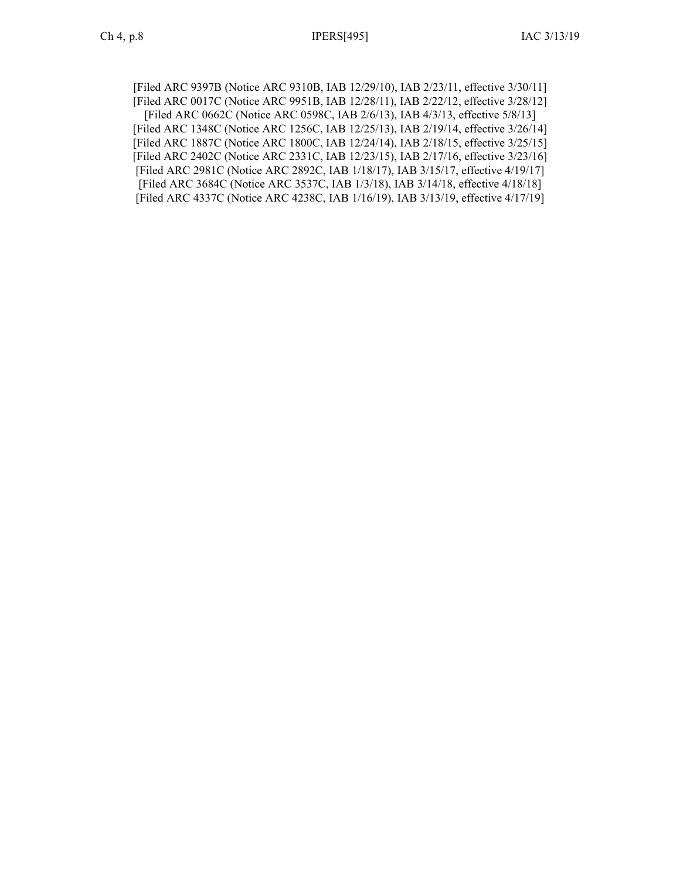[Filed ARC 9397B (Notice ARC 9310B, IAB 12/29/10), IAB 2/23/11, effective 3/30/11]
[Filed ARC 0017C (Notice ARC 9951B, IAB 12/28/11), IAB 2/22/12, effective 3/28/12]
[Filed ARC 0662C (Notice ARC 0598C, IAB 2/6/13), IAB 4/3/13, effective 5/8/13]
[Filed ARC 1348C (Notice ARC 1256C, IAB 12/25/13), IAB 2/19/14, effective 3/26/14]
[Filed ARC 1887C (Notice ARC 1800C, IAB 12/24/14), IAB 2/18/15, effective 3/25/15]
[Filed ARC 2402C (Notice ARC 2331C, IAB 12/23/15), IAB 2/17/16, effective 3/23/16]
[Filed ARC 2981C (Notice ARC 2892C, IAB 1/18/17), IAB 3/15/17, effective 4/19/17]
[Filed ARC 3684C (Notice ARC 3537C, IAB 1/3/18), IAB 3/14/18, effective 4/18/18]
[Filed ARC 4337C (Notice ARC 4238C, IAB 1/16/19), IAB 3/13/19, effective 4/17/19]